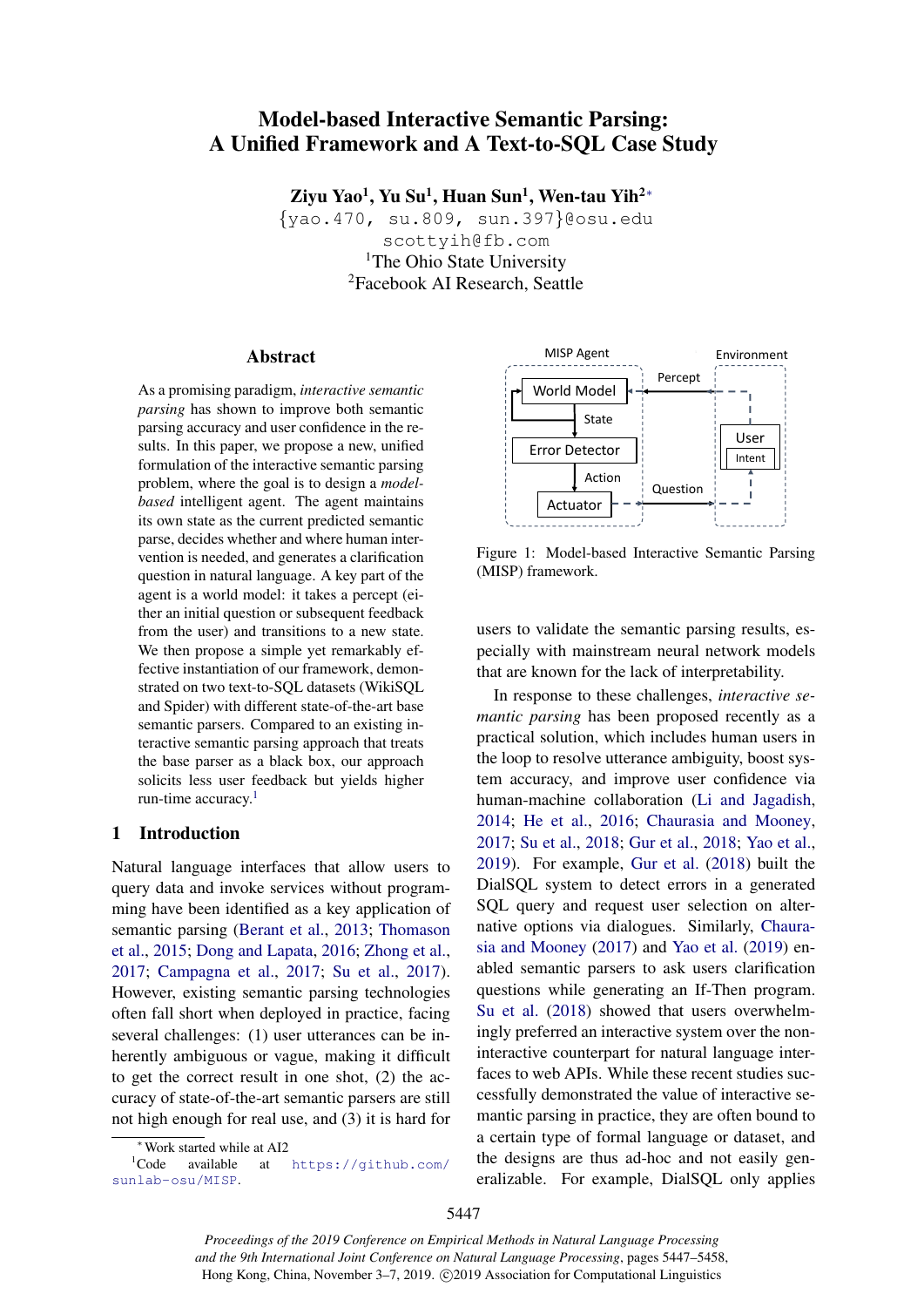# Model-based Interactive Semantic Parsing: A Unified Framework and A Text-to-SQL Case Study

**Ziyu Yao[1], Yu Su[1], Huan Sun[1], Wen-tau Yih[2*]**

{yao.470, su.809, sun.397}@osu.edu
scottyih@fb.com
[1]The Ohio State University
[2]Facebook AI Research, Seattle

## Abstract

As a promising paradigm, *interactive semantic parsing* has shown to improve both semantic parsing accuracy and user confidence in the results. In this paper, we propose a new, unified formulation of the interactive semantic parsing problem, where the goal is to design a *model-based* intelligent agent. The agent maintains its own state as the current predicted semantic parse, decides whether and where human intervention is needed, and generates a clarification question in natural language. A key part of the agent is a world model: it takes a percept (either an initial question or subsequent feedback from the user) and transitions to a new state. We then propose a simple yet remarkably effective instantiation of our framework, demonstrated on two text-to-SQL datasets (WikiSQL and Spider) with different state-of-the-art base semantic parsers. Compared to an existing interactive semantic parsing approach that treats the base parser as a black box, our approach solicits less user feedback but yields higher run-time accuracy.[1]

## 1 Introduction

Natural language interfaces that allow users to query data and invoke services without programming have been identified as a key application of semantic parsing (Berant et al., 2013; Thomason et al., 2015; Dong and Lapata, 2016; Zhong et al., 2017; Campagna et al., 2017; Su et al., 2017). However, existing semantic parsing technologies often fall short when deployed in practice, facing several challenges: (1) user utterances can be inherently ambiguous or vague, making it difficult to get the correct result in one shot, (2) the accuracy of state-of-the-art semantic parsers are still not high enough for real use, and (3) it is hard for users to validate the semantic parsing results, especially with mainstream neural network models that are known for the lack of interpretability.

Figure 1: Model-based Interactive Semantic Parsing (MISP) framework.

In response to these challenges, *interactive semantic parsing* has been proposed recently as a practical solution, which includes human users in the loop to resolve utterance ambiguity, boost system accuracy, and improve user confidence via human-machine collaboration (Li and Jagadish, 2014; He et al., 2016; Chaurasia and Mooney, 2017; Su et al., 2018; Gur et al., 2018; Yao et al., 2019). For example, Gur et al. (2018) built the DialSQL system to detect errors in a generated SQL query and request user selection on alternative options via dialogues. Similarly, Chaurasia and Mooney (2017) and Yao et al. (2019) enabled semantic parsers to ask users clarification questions while generating an If-Then program. Su et al. (2018) showed that users overwhelmingly preferred an interactive system over the non-interactive counterpart for natural language interfaces to web APIs. While these recent studies successfully demonstrated the value of interactive semantic parsing in practice, they are often bound to a certain type of formal language or dataset, and the designs are thus ad-hoc and not easily generalizable. For example, DialSQL only applies

[*]Work started while at AI2

[1]Code available at https://github.com/sunlab-osu/MISP.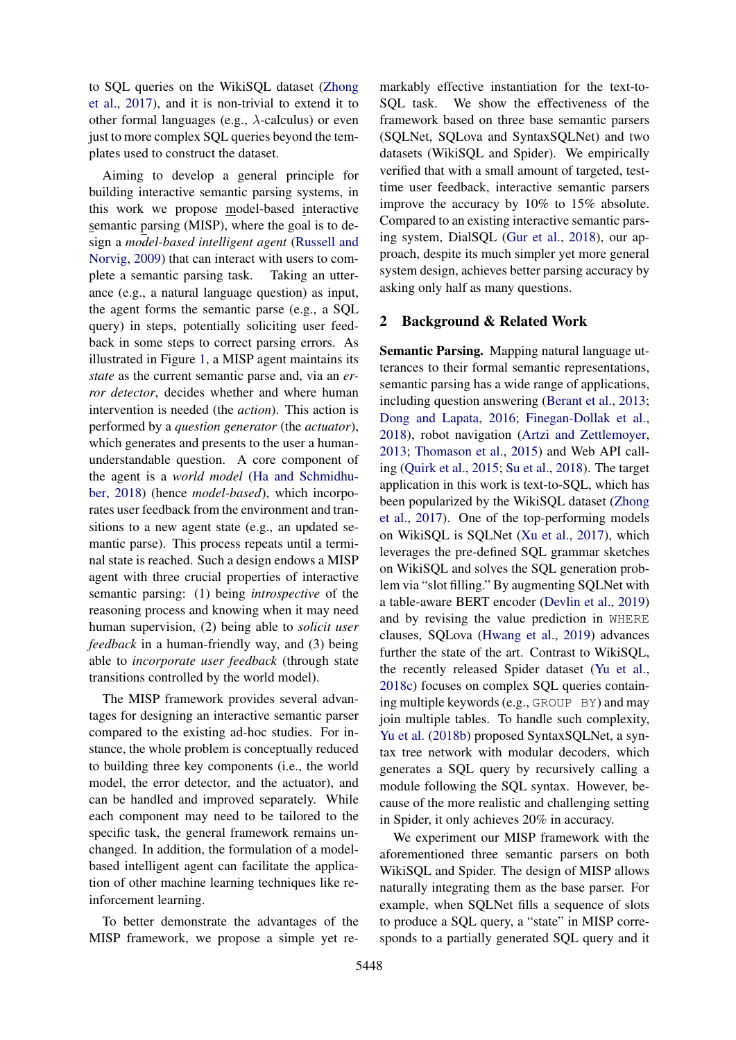to SQL queries on the WikiSQL dataset (Zhong et al., 2017), and it is non-trivial to extend it to other formal languages (e.g., $\lambda$-calculus) or even just to more complex SQL queries beyond the templates used to construct the dataset.

Aiming to develop a general principle for building interactive semantic parsing systems, in this work we propose model-based interactive semantic parsing (MISP), where the goal is to design a *model-based intelligent agent* (Russell and Norvig, 2009) that can interact with users to complete a semantic parsing task. Taking an utterance (e.g., a natural language question) as input, the agent forms the semantic parse (e.g., a SQL query) in steps, potentially soliciting user feedback in some steps to correct parsing errors. As illustrated in Figure 1, a MISP agent maintains its *state* as the current semantic parse and, via an *error detector*, decides whether and where human intervention is needed (the *action*). This action is performed by a *question generator* (the *actuator*), which generates and presents to the user a human-understandable question. A core component of the agent is a *world model* (Ha and Schmidhuber, 2018) (hence *model-based*), which incorporates user feedback from the environment and transitions to a new agent state (e.g., an updated semantic parse). This process repeats until a terminal state is reached. Such a design endows a MISP agent with three crucial properties of interactive semantic parsing: (1) being *introspective* of the reasoning process and knowing when it may need human supervision, (2) being able to *solicit user feedback* in a human-friendly way, and (3) being able to *incorporate user feedback* (through state transitions controlled by the world model).

The MISP framework provides several advantages for designing an interactive semantic parser compared to the existing ad-hoc studies. For instance, the whole problem is conceptually reduced to building three key components (i.e., the world model, the error detector, and the actuator), and can be handled and improved separately. While each component may need to be tailored to the specific task, the general framework remains unchanged. In addition, the formulation of a model-based intelligent agent can facilitate the application of other machine learning techniques like reinforcement learning.

To better demonstrate the advantages of the MISP framework, we propose a simple yet remarkably effective instantiation for the text-to-SQL task. We show the effectiveness of the framework based on three base semantic parsers (SQLNet, SQLova and SyntaxSQLNet) and two datasets (WikiSQL and Spider). We empirically verified that with a small amount of targeted, test-time user feedback, interactive semantic parsers improve the accuracy by 10% to 15% absolute. Compared to an existing interactive semantic parsing system, DialSQL (Gur et al., 2018), our approach, despite its much simpler yet more general system design, achieves better parsing accuracy by asking only half as many questions.

## 2 Background & Related Work

**Semantic Parsing.** Mapping natural language utterances to their formal semantic representations, semantic parsing has a wide range of applications, including question answering (Berant et al., 2013; Dong and Lapata, 2016; Finegan-Dollak et al., 2018), robot navigation (Artzi and Zettlemoyer, 2013; Thomason et al., 2015) and Web API calling (Quirk et al., 2015; Su et al., 2018). The target application in this work is text-to-SQL, which has been popularized by the WikiSQL dataset (Zhong et al., 2017). One of the top-performing models on WikiSQL is SQLNet (Xu et al., 2017), which leverages the pre-defined SQL grammar sketches on WikiSQL and solves the SQL generation problem via "slot filling." By augmenting SQLNet with a table-aware BERT encoder (Devlin et al., 2019) and by revising the value prediction in `WHERE` clauses, SQLova (Hwang et al., 2019) advances further the state of the art. Contrast to WikiSQL, the recently released Spider dataset (Yu et al., 2018c) focuses on complex SQL queries containing multiple keywords (e.g., `GROUP BY`) and may join multiple tables. To handle such complexity, Yu et al. (2018b) proposed SyntaxSQLNet, a syntax tree network with modular decoders, which generates a SQL query by recursively calling a module following the SQL syntax. However, because of the more realistic and challenging setting in Spider, it only achieves 20% in accuracy.

We experiment our MISP framework with the aforementioned three semantic parsers on both WikiSQL and Spider. The design of MISP allows naturally integrating them as the base parser. For example, when SQLNet fills a sequence of slots to produce a SQL query, a "state" in MISP corresponds to a partially generated SQL query and it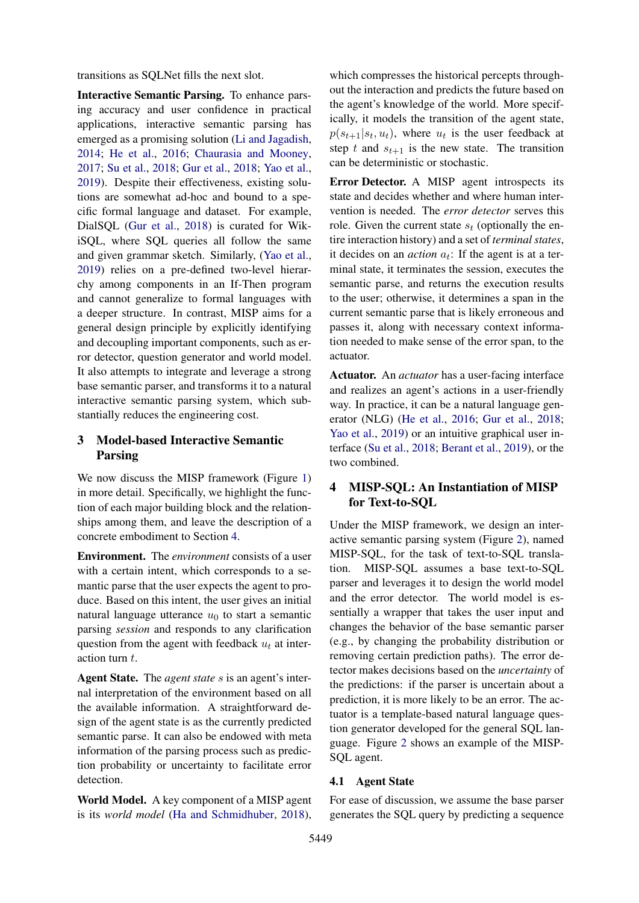transitions as SQLNet fills the next slot.

**Interactive Semantic Parsing.** To enhance parsing accuracy and user confidence in practical applications, interactive semantic parsing has emerged as a promising solution (Li and Jagadish, 2014; He et al., 2016; Chaurasia and Mooney, 2017; Su et al., 2018; Gur et al., 2018; Yao et al., 2019). Despite their effectiveness, existing solutions are somewhat ad-hoc and bound to a specific formal language and dataset. For example, DialSQL (Gur et al., 2018) is curated for WikiSQL, where SQL queries all follow the same and given grammar sketch. Similarly, (Yao et al., 2019) relies on a pre-defined two-level hierarchy among components in an If-Then program and cannot generalize to formal languages with a deeper structure. In contrast, MISP aims for a general design principle by explicitly identifying and decoupling important components, such as error detector, question generator and world model. It also attempts to integrate and leverage a strong base semantic parser, and transforms it to a natural interactive semantic parsing system, which substantially reduces the engineering cost.

## 3 Model-based Interactive Semantic Parsing

We now discuss the MISP framework (Figure 1) in more detail. Specifically, we highlight the function of each major building block and the relationships among them, and leave the description of a concrete embodiment to Section 4.

**Environment.** The *environment* consists of a user with a certain intent, which corresponds to a semantic parse that the user expects the agent to produce. Based on this intent, the user gives an initial natural language utterance $u_0$ to start a semantic parsing *session* and responds to any clarification question from the agent with feedback $u_t$ at interaction turn $t$.

**Agent State.** The *agent state* $s$ is an agent's internal interpretation of the environment based on all the available information. A straightforward design of the agent state is as the currently predicted semantic parse. It can also be endowed with meta information of the parsing process such as prediction probability or uncertainty to facilitate error detection.

**World Model.** A key component of a MISP agent is its *world model* (Ha and Schmidhuber, 2018), which compresses the historical percepts throughout the interaction and predicts the future based on the agent's knowledge of the world. More specifically, it models the transition of the agent state, $p(s_{t+1}|s_t, u_t)$, where $u_t$ is the user feedback at step $t$ and $s_{t+1}$ is the new state. The transition can be deterministic or stochastic.

**Error Detector.** A MISP agent introspects its state and decides whether and where human intervention is needed. The *error detector* serves this role. Given the current state $s_t$ (optionally the entire interaction history) and a set of *terminal states*, it decides on an *action* $a_t$: If the agent is at a terminal state, it terminates the session, executes the semantic parse, and returns the execution results to the user; otherwise, it determines a span in the current semantic parse that is likely erroneous and passes it, along with necessary context information needed to make sense of the error span, to the actuator.

**Actuator.** An *actuator* has a user-facing interface and realizes an agent's actions in a user-friendly way. In practice, it can be a natural language generator (NLG) (He et al., 2016; Gur et al., 2018; Yao et al., 2019) or an intuitive graphical user interface (Su et al., 2018; Berant et al., 2019), or the two combined.

## 4 MISP-SQL: An Instantiation of MISP for Text-to-SQL

Under the MISP framework, we design an interactive semantic parsing system (Figure 2), named MISP-SQL, for the task of text-to-SQL translation. MISP-SQL assumes a base text-to-SQL parser and leverages it to design the world model and the error detector. The world model is essentially a wrapper that takes the user input and changes the behavior of the base semantic parser (e.g., by changing the probability distribution or removing certain prediction paths). The error detector makes decisions based on the *uncertainty* of the predictions: if the parser is uncertain about a prediction, it is more likely to be an error. The actuator is a template-based natural language question generator developed for the general SQL language. Figure 2 shows an example of the MISP-SQL agent.

### 4.1 Agent State

For ease of discussion, we assume the base parser generates the SQL query by predicting a sequence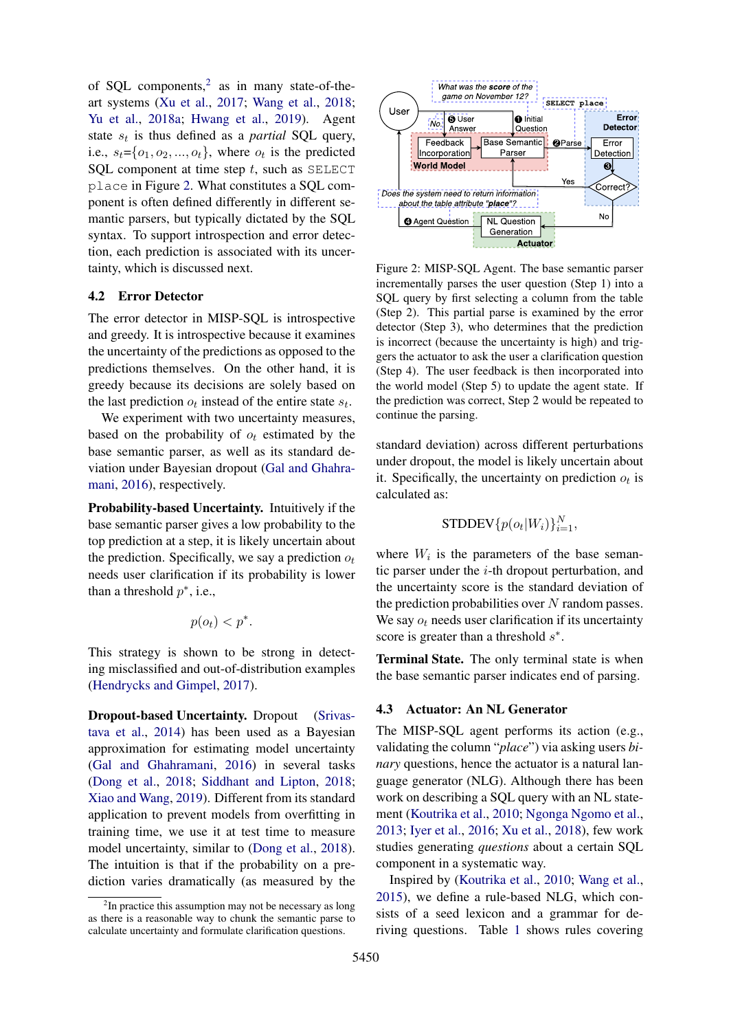of SQL components,[2] as in many state-of-the-art systems (Xu et al., 2017; Wang et al., 2018; Yu et al., 2018a; Hwang et al., 2019). Agent state $s_t$ is thus defined as a *partial* SQL query, i.e., $s_t$=$\{o_1, o_2, ..., o_t\}$, where $o_t$ is the predicted SQL component at time step $t$, such as `SELECT place` in Figure 2. What constitutes a SQL component is often defined differently in different semantic parsers, but typically dictated by the SQL syntax. To support introspection and error detection, each prediction is associated with its uncertainty, which is discussed next.

### 4.2 Error Detector

The error detector in MISP-SQL is introspective and greedy. It is introspective because it examines the uncertainty of the predictions as opposed to the predictions themselves. On the other hand, it is greedy because its decisions are solely based on the last prediction $o_t$ instead of the entire state $s_t$.

We experiment with two uncertainty measures, based on the probability of $o_t$ estimated by the base semantic parser, as well as its standard deviation under Bayesian dropout (Gal and Ghahramani, 2016), respectively.

**Probability-based Uncertainty.** Intuitively if the base semantic parser gives a low probability to the top prediction at a step, it is likely uncertain about the prediction. Specifically, we say a prediction $o_t$ needs user clarification if its probability is lower than a threshold $p^*$, i.e.,

$$p(o_t) < p^*.$$

This strategy is shown to be strong in detecting misclassified and out-of-distribution examples (Hendrycks and Gimpel, 2017).

**Dropout-based Uncertainty.** Dropout (Srivastava et al., 2014) has been used as a Bayesian approximation for estimating model uncertainty (Gal and Ghahramani, 2016) in several tasks (Dong et al., 2018; Siddhant and Lipton, 2018; Xiao and Wang, 2019). Different from its standard application to prevent models from overfitting in training time, we use it at test time to measure model uncertainty, similar to (Dong et al., 2018). The intuition is that if the probability on a prediction varies dramatically (as measured by the standard deviation) across different perturbations under dropout, the model is likely uncertain about it. Specifically, the uncertainty on prediction $o_t$ is calculated as:

$$\text{STDDEV}\{p(o_t|W_i)\}_{i=1}^{N},$$

where $W_i$ is the parameters of the base semantic parser under the $i$-th dropout perturbation, and the uncertainty score is the standard deviation of the prediction probabilities over $N$ random passes. We say $o_t$ needs user clarification if its uncertainty score is greater than a threshold $s^*$.

**Terminal State.** The only terminal state is when the base semantic parser indicates end of parsing.

[2] In practice this assumption may not be necessary as long as there is a reasonable way to chunk the semantic parse to calculate uncertainty and formulate clarification questions.

Figure 2: MISP-SQL Agent. The base semantic parser incrementally parses the user question (Step 1) into a SQL query by first selecting a column from the table (Step 2). This partial parse is examined by the error detector (Step 3), who determines that the prediction is incorrect (because the uncertainty is high) and triggers the actuator to ask the user a clarification question (Step 4). The user feedback is then incorporated into the world model (Step 5) to update the agent state. If the prediction was correct, Step 2 would be repeated to continue the parsing.

### 4.3 Actuator: An NL Generator

The MISP-SQL agent performs its action (e.g., validating the column "*place*") via asking users *binary* questions, hence the actuator is a natural language generator (NLG). Although there has been work on describing a SQL query with an NL statement (Koutrika et al., 2010; Ngonga Ngomo et al., 2013; Iyer et al., 2016; Xu et al., 2018), few work studies generating *questions* about a certain SQL component in a systematic way.

Inspired by (Koutrika et al., 2010; Wang et al., 2015), we define a rule-based NLG, which consists of a seed lexicon and a grammar for deriving questions. Table 1 shows rules covering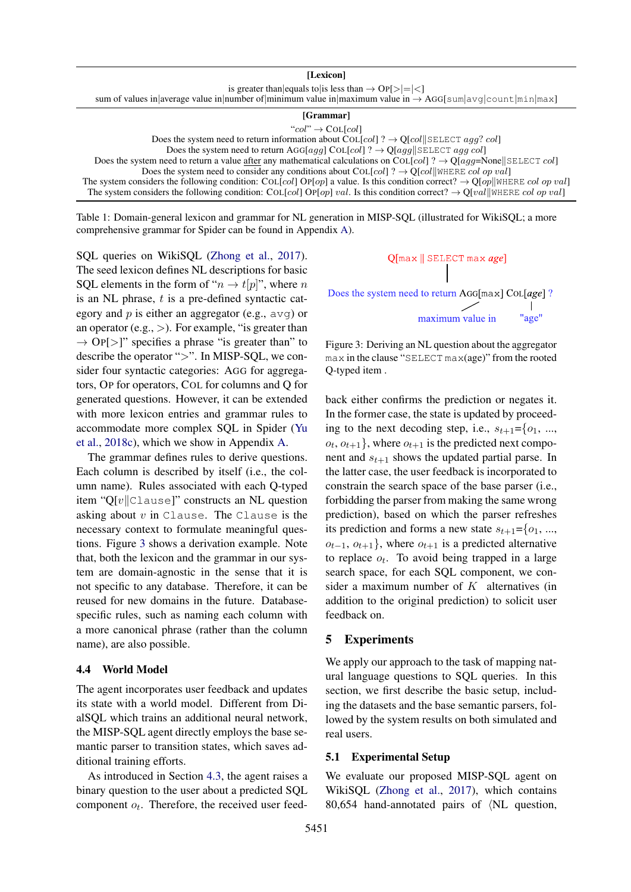**[Lexicon]**

is greater than|equals to|is less than → OP[>|=|<]

sum of values in|average value in|number of|minimum value in|maximum value in → AGG[sum|avg|count|min|max]

**[Grammar]**

"*col*" → COL[*col*]

Does the system need to return information about COL[*col*] ? → Q[*col*||SELECT *agg*? *col*]

Does the system need to return AGG[*agg*] COL[*col*] ? → Q[*agg*||SELECT *agg col*]

Does the system need to return a value after any mathematical calculations on COL[*col*] ? → Q[*agg*=None||SELECT *col*]

Does the system need to consider any conditions about COL[*col*] ? → Q[*col*||WHERE *col op val*]

The system considers the following condition: COL[*col*] OP[*op*] a value. Is this condition correct? → Q[*op*||WHERE *col op val*]

The system considers the following condition: COL[*col*] OP[*op*] *val*. Is this condition correct? → Q[*val*||WHERE *col op val*]

Table 1: Domain-general lexicon and grammar for NL generation in MISP-SQL (illustrated for WikiSQL; a more comprehensive grammar for Spider can be found in Appendix A).

SQL queries on WikiSQL (Zhong et al., 2017). The seed lexicon defines NL descriptions for basic SQL elements in the form of "$n \rightarrow t[p]$", where $n$ is an NL phrase, $t$ is a pre-defined syntactic category and $p$ is either an aggregator (e.g., avg) or an operator (e.g., $>$). For example, "is greater than → OP[>]" specifies a phrase "is greater than" to describe the operator "$>$". In MISP-SQL, we consider four syntactic categories: AGG for aggregators, OP for operators, COL for columns and Q for generated questions. However, it can be extended with more lexicon entries and grammar rules to accommodate more complex SQL in Spider (Yu et al., 2018c), which we show in Appendix A.

The grammar defines rules to derive questions. Each column is described by itself (i.e., the column name). Rules associated with each Q-typed item "Q[$v$||Clause]" constructs an NL question asking about $v$ in Clause. The Clause is the necessary context to formulate meaningful questions. Figure 3 shows a derivation example. Note that, both the lexicon and the grammar in our system are domain-agnostic in the sense that it is not specific to any database. Therefore, it can be reused for new domains in the future. Database-specific rules, such as naming each column with a more canonical phrase (rather than the column name), are also possible.

Q[max || SELECT max *age*]

Does the system need to return AGG[max] COL[*age*] ?

maximum value in — "age"

Figure 3: Deriving an NL question about the aggregator max in the clause "SELECT max(age)" from the rooted Q-typed item .

### 4.4 World Model

The agent incorporates user feedback and updates its state with a world model. Different from DialSQL which trains an additional neural network, the MISP-SQL agent directly employs the base semantic parser to transition states, which saves additional training efforts.

As introduced in Section 4.3, the agent raises a binary question to the user about a predicted SQL component $o_t$. Therefore, the received user feedback either confirms the prediction or negates it. In the former case, the state is updated by proceeding to the next decoding step, i.e., $s_{t+1}$={$o_1$, ..., $o_t$, $o_{t+1}$}, where $o_{t+1}$ is the predicted next component and $s_{t+1}$ shows the updated partial parse. In the latter case, the user feedback is incorporated to constrain the search space of the base parser (i.e., forbidding the parser from making the same wrong prediction), based on which the parser refreshes its prediction and forms a new state $s_{t+1}$={$o_1$, ..., $o_{t-1}$, $o_{t+1}$}, where $o_{t+1}$ is a predicted alternative to replace $o_t$. To avoid being trapped in a large search space, for each SQL component, we consider a maximum number of $K$ alternatives (in addition to the original prediction) to solicit user feedback on.

## 5 Experiments

We apply our approach to the task of mapping natural language questions to SQL queries. In this section, we first describe the basic setup, including the datasets and the base semantic parsers, followed by the system results on both simulated and real users.

### 5.1 Experimental Setup

We evaluate our proposed MISP-SQL agent on WikiSQL (Zhong et al., 2017), which contains 80,654 hand-annotated pairs of ⟨NL question,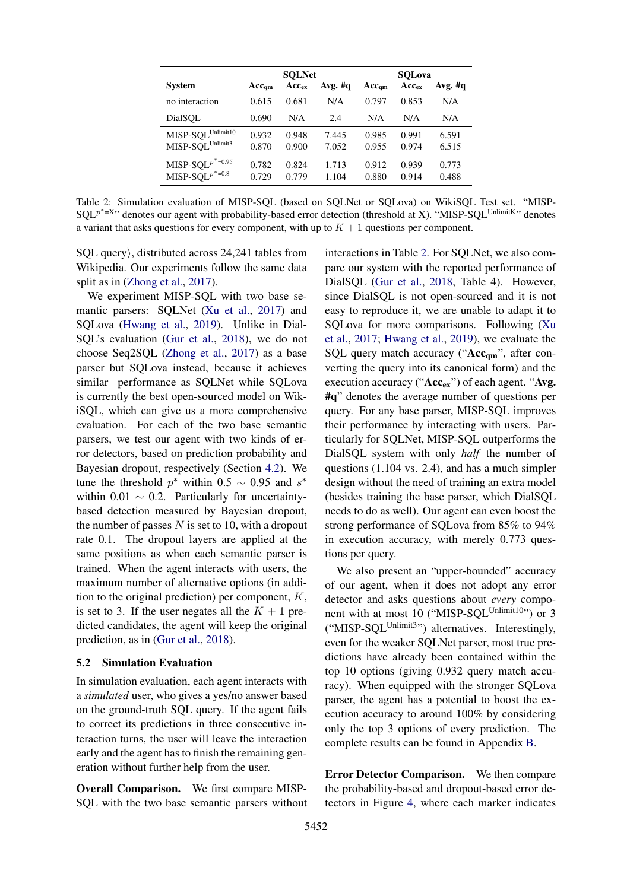| System | SQLNet | | | SQLova | | |
|---|---|---|---|---|---|---|
| | $\text{Acc}_{\text{qm}}$ | $\text{Acc}_{\text{ex}}$ | Avg. #q | $\text{Acc}_{\text{qm}}$ | $\text{Acc}_{\text{ex}}$ | Avg. #q |
| no interaction | 0.615 | 0.681 | N/A | 0.797 | 0.853 | N/A |
| DialSQL | 0.690 | N/A | 2.4 | N/A | N/A | N/A |
| MISP-SQL$^{\text{Unlimit10}}$ | 0.932 | 0.948 | 7.445 | 0.985 | 0.991 | 6.591 |
| MISP-SQL$^{\text{Unlimit3}}$ | 0.870 | 0.900 | 7.052 | 0.955 | 0.974 | 6.515 |
| MISP-SQL$^{p^*=0.95}$ | 0.782 | 0.824 | 1.713 | 0.912 | 0.939 | 0.773 |
| MISP-SQL$^{p^*=0.8}$ | 0.729 | 0.779 | 1.104 | 0.880 | 0.914 | 0.488 |

Table 2: Simulation evaluation of MISP-SQL (based on SQLNet or SQLova) on WikiSQL Test set. "MISP-SQL$^{p^*\text{=X}}$" denotes our agent with probability-based error detection (threshold at X). "MISP-SQL$^{\text{UnlimitK}}$" denotes a variant that asks questions for every component, with up to $K+1$ questions per component.

SQL query⟩, distributed across 24,241 tables from Wikipedia. Our experiments follow the same data split as in (Zhong et al., 2017).

We experiment MISP-SQL with two base semantic parsers: SQLNet (Xu et al., 2017) and SQLova (Hwang et al., 2019). Unlike in DialSQL's evaluation (Gur et al., 2018), we do not choose Seq2SQL (Zhong et al., 2017) as a base parser but SQLova instead, because it achieves similar performance as SQLNet while SQLova is currently the best open-sourced model on WikiSQL, which can give us a more comprehensive evaluation. For each of the two base semantic parsers, we test our agent with two kinds of error detectors, based on prediction probability and Bayesian dropout, respectively (Section 4.2). We tune the threshold $p^*$ within $0.5 \sim 0.95$ and $s^*$ within $0.01 \sim 0.2$. Particularly for uncertainty-based detection measured by Bayesian dropout, the number of passes $N$ is set to 10, with a dropout rate 0.1. The dropout layers are applied at the same positions as when each semantic parser is trained. When the agent interacts with users, the maximum number of alternative options (in addition to the original prediction) per component, $K$, is set to 3. If the user negates all the $K+1$ predicted candidates, the agent will keep the original prediction, as in (Gur et al., 2018).

## 5.2 Simulation Evaluation

In simulation evaluation, each agent interacts with a *simulated* user, who gives a yes/no answer based on the ground-truth SQL query. If the agent fails to correct its predictions in three consecutive interaction turns, the user will leave the interaction early and the agent has to finish the remaining generation without further help from the user.

**Overall Comparison.** We first compare MISP-SQL with the two base semantic parsers without interactions in Table 2. For SQLNet, we also compare our system with the reported performance of DialSQL (Gur et al., 2018, Table 4). However, since DialSQL is not open-sourced and it is not easy to reproduce it, we are unable to adapt it to SQLova for more comparisons. Following (Xu et al., 2017; Hwang et al., 2019), we evaluate the SQL query match accuracy ("$\textbf{Acc}_{\textbf{qm}}$", after converting the query into its canonical form) and the execution accuracy ("$\textbf{Acc}_{\textbf{ex}}$") of each agent. "**Avg. #q**" denotes the average number of questions per query. For any base parser, MISP-SQL improves their performance by interacting with users. Particularly for SQLNet, MISP-SQL outperforms the DialSQL system with only *half* the number of questions (1.104 vs. 2.4), and has a much simpler design without the need of training an extra model (besides training the base parser, which DialSQL needs to do as well). Our agent can even boost the strong performance of SQLova from 85% to 94% in execution accuracy, with merely 0.773 questions per query.

We also present an "upper-bounded" accuracy of our agent, when it does not adopt any error detector and asks questions about *every* component with at most 10 ("MISP-SQL$^{\text{Unlimit10}}$") or 3 ("MISP-SQL$^{\text{Unlimit3}}$") alternatives. Interestingly, even for the weaker SQLNet parser, most true predictions have already been contained within the top 10 options (giving 0.932 query match accuracy). When equipped with the stronger SQLova parser, the agent has a potential to boost the execution accuracy to around 100% by considering only the top 3 options of every prediction. The complete results can be found in Appendix B.

**Error Detector Comparison.** We then compare the probability-based and dropout-based error detectors in Figure 4, where each marker indicates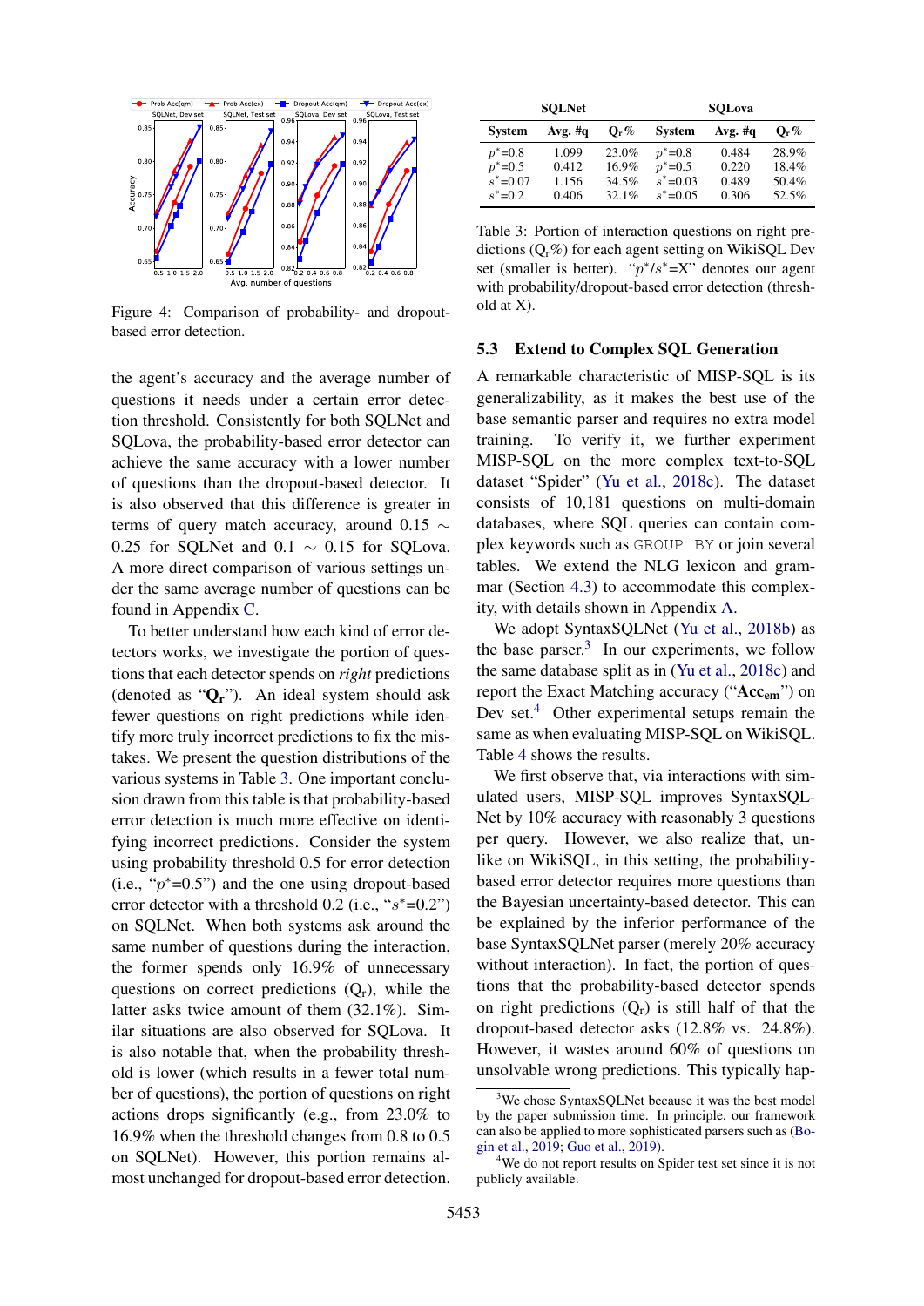Figure 4: Comparison of probability- and dropout-based error detection.

the agent's accuracy and the average number of questions it needs under a certain error detection threshold. Consistently for both SQLNet and SQLova, the probability-based error detector can achieve the same accuracy with a lower number of questions than the dropout-based detector. It is also observed that this difference is greater in terms of query match accuracy, around 0.15 $\sim$ 0.25 for SQLNet and 0.1 $\sim$ 0.15 for SQLova. A more direct comparison of various settings under the same average number of questions can be found in Appendix C.

To better understand how each kind of error detectors works, we investigate the portion of questions that each detector spends on *right* predictions (denoted as "$\mathbf{Q_r}$"). An ideal system should ask fewer questions on right predictions while identify more truly incorrect predictions to fix the mistakes. We present the question distributions of the various systems in Table 3. One important conclusion drawn from this table is that probability-based error detection is much more effective on identifying incorrect predictions. Consider the system using probability threshold 0.5 for error detection (i.e., "$p^*$=0.5") and the one using dropout-based error detector with a threshold 0.2 (i.e., "$s^*$=0.2") on SQLNet. When both systems ask around the same number of questions during the interaction, the former spends only 16.9% of unnecessary questions on correct predictions ($\mathrm{Q_r}$), while the latter asks twice amount of them (32.1%). Similar situations are also observed for SQLova. It is also notable that, when the probability threshold is lower (which results in a fewer total number of questions), the portion of questions on right actions drops significantly (e.g., from 23.0% to 16.9% when the threshold changes from 0.8 to 0.5 on SQLNet). However, this portion remains almost unchanged for dropout-based error detection.

| SQLNet | | | SQLova | | |
|---|---|---|---|---|---|
| System | Avg. #q | $\mathrm{Q_r}$% | System | Avg. #q | $\mathrm{Q_r}$% |
| $p^*$=0.8 | 1.099 | 23.0% | $p^*$=0.8 | 0.484 | 28.9% |
| $p^*$=0.5 | 0.412 | 16.9% | $p^*$=0.5 | 0.220 | 18.4% |
| $s^*$=0.07 | 1.156 | 34.5% | $s^*$=0.03 | 0.489 | 50.4% |
| $s^*$=0.2 | 0.406 | 32.1% | $s^*$=0.05 | 0.306 | 52.5% |

Table 3: Portion of interaction questions on right predictions ($\mathrm{Q_r}$%) for each agent setting on WikiSQL Dev set (smaller is better). "$p^*$/$s^*$=X" denotes our agent with probability/dropout-based error detection (threshold at X).

### 5.3 Extend to Complex SQL Generation

A remarkable characteristic of MISP-SQL is its generalizability, as it makes the best use of the base semantic parser and requires no extra model training. To verify it, we further experiment MISP-SQL on the more complex text-to-SQL dataset "Spider" (Yu et al., 2018c). The dataset consists of 10,181 questions on multi-domain databases, where SQL queries can contain complex keywords such as `GROUP BY` or join several tables. We extend the NLG lexicon and grammar (Section 4.3) to accommodate this complexity, with details shown in Appendix A.

We adopt SyntaxSQLNet (Yu et al., 2018b) as the base parser.[3] In our experiments, we follow the same database split as in (Yu et al., 2018c) and report the Exact Matching accuracy ("$\mathbf{Acc_{em}}$") on Dev set.[4] Other experimental setups remain the same as when evaluating MISP-SQL on WikiSQL. Table 4 shows the results.

We first observe that, via interactions with simulated users, MISP-SQL improves SyntaxSQLNet by 10% accuracy with reasonably 3 questions per query. However, we also realize that, unlike on WikiSQL, in this setting, the probability-based error detector requires more questions than the Bayesian uncertainty-based detector. This can be explained by the inferior performance of the base SyntaxSQLNet parser (merely 20% accuracy without interaction). In fact, the portion of questions that the probability-based detector spends on right predictions ($\mathrm{Q_r}$) is still half of that the dropout-based detector asks (12.8% vs. 24.8%). However, it wastes around 60% of questions on unsolvable wrong predictions. This typically hap-

[3]We chose SyntaxSQLNet because it was the best model by the paper submission time. In principle, our framework can also be applied to more sophisticated parsers such as (Bogin et al., 2019; Guo et al., 2019).

[4]We do not report results on Spider test set since it is not publicly available.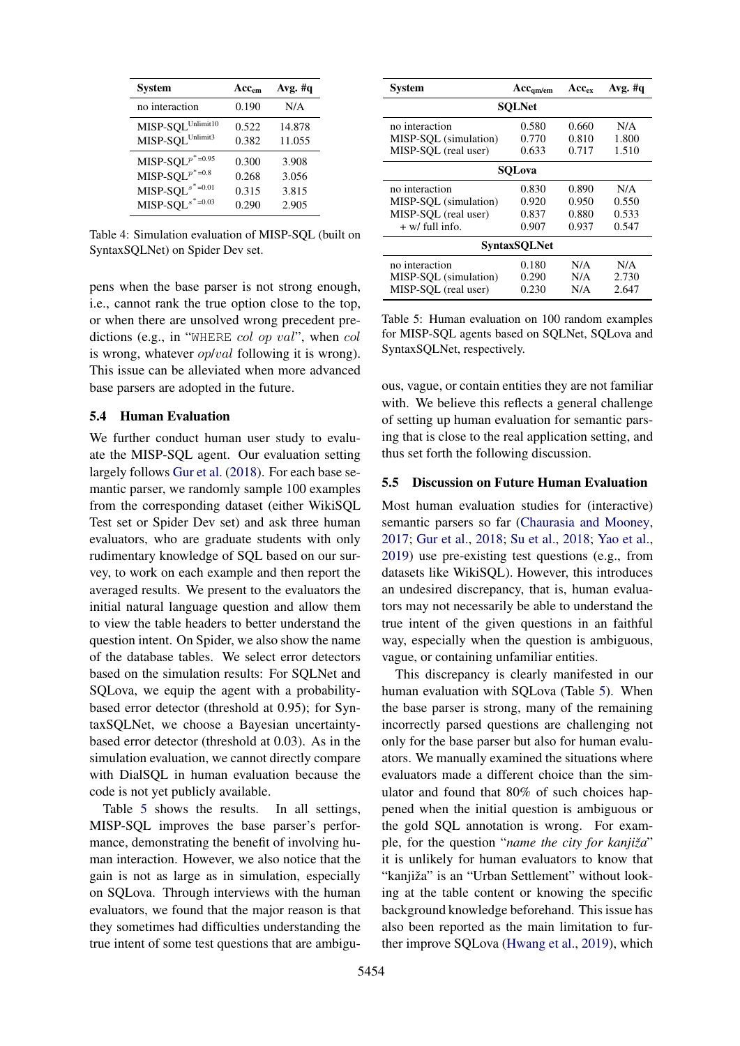| System | $Acc_{em}$ | Avg. #q |
| --- | --- | --- |
| no interaction | 0.190 | N/A |
| MISP-SQL$^{Unlimit10}$ | 0.522 | 14.878 |
| MISP-SQL$^{Unlimit3}$ | 0.382 | 11.055 |
| MISP-SQL$^{p^*=0.95}$ | 0.300 | 3.908 |
| MISP-SQL$^{p^*=0.8}$ | 0.268 | 3.056 |
| MISP-SQL$^{s^*=0.01}$ | 0.315 | 3.815 |
| MISP-SQL$^{s^*=0.03}$ | 0.290 | 2.905 |

Table 4: Simulation evaluation of MISP-SQL (built on SyntaxSQLNet) on Spider Dev set.

pens when the base parser is not strong enough, i.e., cannot rank the true option close to the top, or when there are unsolved wrong precedent predictions (e.g., in "WHERE *col op val*", when *col* is wrong, whatever *op*/*val* following it is wrong). This issue can be alleviated when more advanced base parsers are adopted in the future.

### 5.4 Human Evaluation

We further conduct human user study to evaluate the MISP-SQL agent. Our evaluation setting largely follows Gur et al. (2018). For each base semantic parser, we randomly sample 100 examples from the corresponding dataset (either WikiSQL Test set or Spider Dev set) and ask three human evaluators, who are graduate students with only rudimentary knowledge of SQL based on our survey, to work on each example and then report the averaged results. We present to the evaluators the initial natural language question and allow them to view the table headers to better understand the question intent. On Spider, we also show the name of the database tables. We select error detectors based on the simulation results: For SQLNet and SQLova, we equip the agent with a probability-based error detector (threshold at 0.95); for SyntaxSQLNet, we choose a Bayesian uncertainty-based error detector (threshold at 0.03). As in the simulation evaluation, we cannot directly compare with DialSQL in human evaluation because the code is not yet publicly available.

Table 5 shows the results. In all settings, MISP-SQL improves the base parser's performance, demonstrating the benefit of involving human interaction. However, we also notice that the gain is not as large as in simulation, especially on SQLova. Through interviews with the human evaluators, we found that the major reason is that they sometimes had difficulties understanding the true intent of some test questions that are ambiguous, vague, or contain entities they are not familiar with. We believe this reflects a general challenge of setting up human evaluation for semantic parsing that is close to the real application setting, and thus set forth the following discussion.

| System | $Acc_{qm/em}$ | $Acc_{ex}$ | Avg. #q |
| --- | --- | --- | --- |
| **SQLNet** | | | |
| no interaction | 0.580 | 0.660 | N/A |
| MISP-SQL (simulation) | 0.770 | 0.810 | 1.800 |
| MISP-SQL (real user) | 0.633 | 0.717 | 1.510 |
| **SQLova** | | | |
| no interaction | 0.830 | 0.890 | N/A |
| MISP-SQL (simulation) | 0.920 | 0.950 | 0.550 |
| MISP-SQL (real user) | 0.837 | 0.880 | 0.533 |
| + w/ full info. | 0.907 | 0.937 | 0.547 |
| **SyntaxSQLNet** | | | |
| no interaction | 0.180 | N/A | N/A |
| MISP-SQL (simulation) | 0.290 | N/A | 2.730 |
| MISP-SQL (real user) | 0.230 | N/A | 2.647 |

Table 5: Human evaluation on 100 random examples for MISP-SQL agents based on SQLNet, SQLova and SyntaxSQLNet, respectively.

### 5.5 Discussion on Future Human Evaluation

Most human evaluation studies for (interactive) semantic parsers so far (Chaurasia and Mooney, 2017; Gur et al., 2018; Su et al., 2018; Yao et al., 2019) use pre-existing test questions (e.g., from datasets like WikiSQL). However, this introduces an undesired discrepancy, that is, human evaluators may not necessarily be able to understand the true intent of the given questions in an faithful way, especially when the question is ambiguous, vague, or containing unfamiliar entities.

This discrepancy is clearly manifested in our human evaluation with SQLova (Table 5). When the base parser is strong, many of the remaining incorrectly parsed questions are challenging not only for the base parser but also for human evaluators. We manually examined the situations where evaluators made a different choice than the simulator and found that 80% of such choices happened when the initial question is ambiguous or the gold SQL annotation is wrong. For example, for the question "*name the city for kanjiža*" it is unlikely for human evaluators to know that "kanjiža" is an "Urban Settlement" without looking at the table content or knowing the specific background knowledge beforehand. This issue has also been reported as the main limitation to further improve SQLova (Hwang et al., 2019), which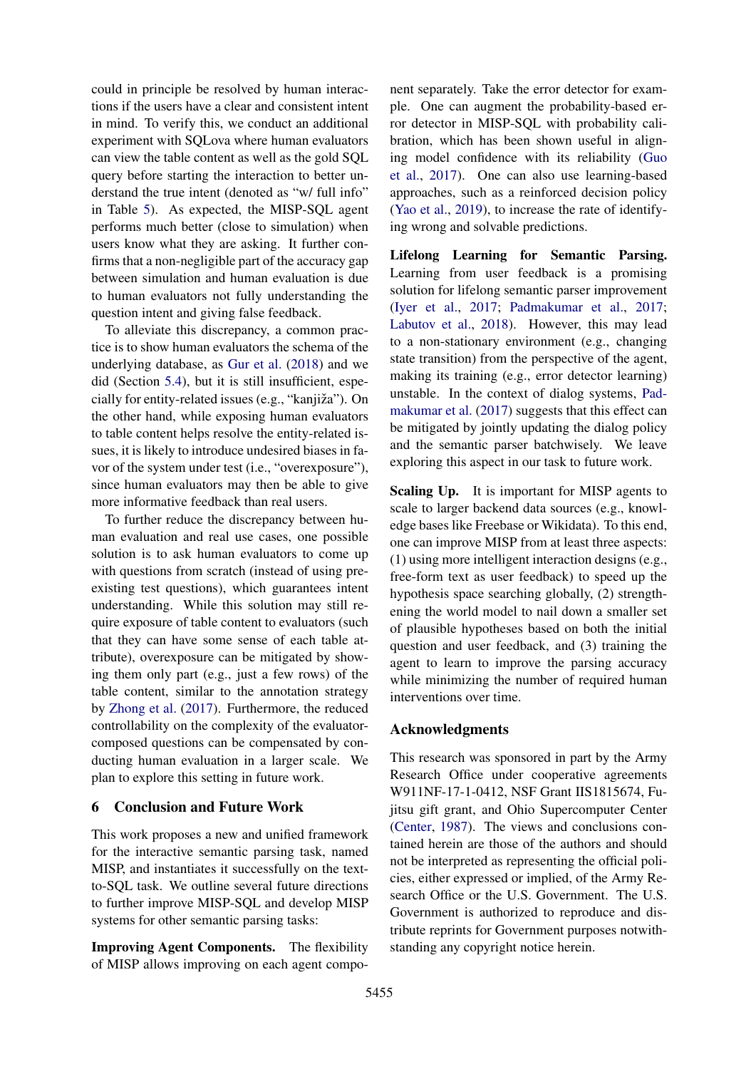could in principle be resolved by human interactions if the users have a clear and consistent intent in mind. To verify this, we conduct an additional experiment with SQLova where human evaluators can view the table content as well as the gold SQL query before starting the interaction to better understand the true intent (denoted as "w/ full info" in Table 5). As expected, the MISP-SQL agent performs much better (close to simulation) when users know what they are asking. It further confirms that a non-negligible part of the accuracy gap between simulation and human evaluation is due to human evaluators not fully understanding the question intent and giving false feedback.

To alleviate this discrepancy, a common practice is to show human evaluators the schema of the underlying database, as Gur et al. (2018) and we did (Section 5.4), but it is still insufficient, especially for entity-related issues (e.g., "kanjiža"). On the other hand, while exposing human evaluators to table content helps resolve the entity-related issues, it is likely to introduce undesired biases in favor of the system under test (i.e., "overexposure"), since human evaluators may then be able to give more informative feedback than real users.

To further reduce the discrepancy between human evaluation and real use cases, one possible solution is to ask human evaluators to come up with questions from scratch (instead of using pre-existing test questions), which guarantees intent understanding. While this solution may still require exposure of table content to evaluators (such that they can have some sense of each table attribute), overexposure can be mitigated by showing them only part (e.g., just a few rows) of the table content, similar to the annotation strategy by Zhong et al. (2017). Furthermore, the reduced controllability on the complexity of the evaluator-composed questions can be compensated by conducting human evaluation in a larger scale. We plan to explore this setting in future work.

## 6 Conclusion and Future Work

This work proposes a new and unified framework for the interactive semantic parsing task, named MISP, and instantiates it successfully on the text-to-SQL task. We outline several future directions to further improve MISP-SQL and develop MISP systems for other semantic parsing tasks:

**Improving Agent Components.** The flexibility of MISP allows improving on each agent component separately. Take the error detector for example. One can augment the probability-based error detector in MISP-SQL with probability calibration, which has been shown useful in aligning model confidence with its reliability (Guo et al., 2017). One can also use learning-based approaches, such as a reinforced decision policy (Yao et al., 2019), to increase the rate of identifying wrong and solvable predictions.

**Lifelong Learning for Semantic Parsing.** Learning from user feedback is a promising solution for lifelong semantic parser improvement (Iyer et al., 2017; Padmakumar et al., 2017; Labutov et al., 2018). However, this may lead to a non-stationary environment (e.g., changing state transition) from the perspective of the agent, making its training (e.g., error detector learning) unstable. In the context of dialog systems, Padmakumar et al. (2017) suggests that this effect can be mitigated by jointly updating the dialog policy and the semantic parser batchwisely. We leave exploring this aspect in our task to future work.

**Scaling Up.** It is important for MISP agents to scale to larger backend data sources (e.g., knowledge bases like Freebase or Wikidata). To this end, one can improve MISP from at least three aspects: (1) using more intelligent interaction designs (e.g., free-form text as user feedback) to speed up the hypothesis space searching globally, (2) strengthening the world model to nail down a smaller set of plausible hypotheses based on both the initial question and user feedback, and (3) training the agent to learn to improve the parsing accuracy while minimizing the number of required human interventions over time.

## Acknowledgments

This research was sponsored in part by the Army Research Office under cooperative agreements W911NF-17-1-0412, NSF Grant IIS1815674, Fujitsu gift grant, and Ohio Supercomputer Center (Center, 1987). The views and conclusions contained herein are those of the authors and should not be interpreted as representing the official policies, either expressed or implied, of the Army Research Office or the U.S. Government. The U.S. Government is authorized to reproduce and distribute reprints for Government purposes notwithstanding any copyright notice herein.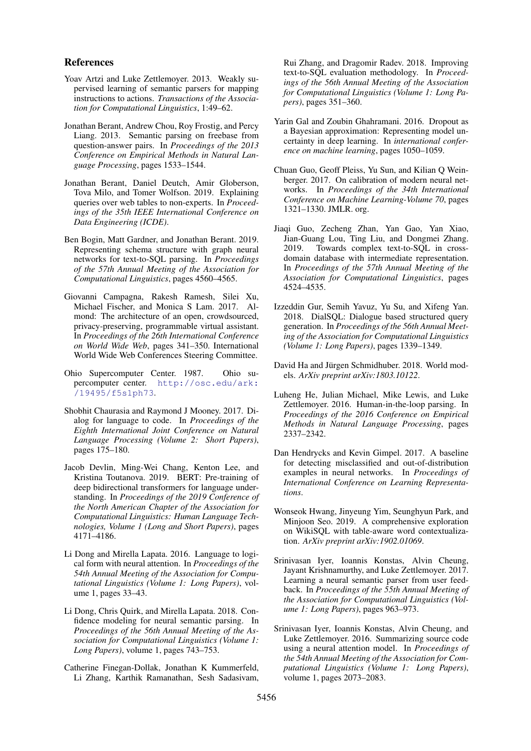## References

Yoav Artzi and Luke Zettlemoyer. 2013. Weakly supervised learning of semantic parsers for mapping instructions to actions. *Transactions of the Association for Computational Linguistics*, 1:49–62.

Jonathan Berant, Andrew Chou, Roy Frostig, and Percy Liang. 2013. Semantic parsing on freebase from question-answer pairs. In *Proceedings of the 2013 Conference on Empirical Methods in Natural Language Processing*, pages 1533–1544.

Jonathan Berant, Daniel Deutch, Amir Globerson, Tova Milo, and Tomer Wolfson. 2019. Explaining queries over web tables to non-experts. In *Proceedings of the 35th IEEE International Conference on Data Engineering (ICDE)*.

Ben Bogin, Matt Gardner, and Jonathan Berant. 2019. Representing schema structure with graph neural networks for text-to-SQL parsing. In *Proceedings of the 57th Annual Meeting of the Association for Computational Linguistics*, pages 4560–4565.

Giovanni Campagna, Rakesh Ramesh, Silei Xu, Michael Fischer, and Monica S Lam. 2017. Almond: The architecture of an open, crowdsourced, privacy-preserving, programmable virtual assistant. In *Proceedings of the 26th International Conference on World Wide Web*, pages 341–350. International World Wide Web Conferences Steering Committee.

Ohio Supercomputer Center. 1987. Ohio supercomputer center. http://osc.edu/ark:/19495/f5s1ph73.

Shobhit Chaurasia and Raymond J Mooney. 2017. Dialog for language to code. In *Proceedings of the Eighth International Joint Conference on Natural Language Processing (Volume 2: Short Papers)*, pages 175–180.

Jacob Devlin, Ming-Wei Chang, Kenton Lee, and Kristina Toutanova. 2019. BERT: Pre-training of deep bidirectional transformers for language understanding. In *Proceedings of the 2019 Conference of the North American Chapter of the Association for Computational Linguistics: Human Language Technologies, Volume 1 (Long and Short Papers)*, pages 4171–4186.

Li Dong and Mirella Lapata. 2016. Language to logical form with neural attention. In *Proceedings of the 54th Annual Meeting of the Association for Computational Linguistics (Volume 1: Long Papers)*, volume 1, pages 33–43.

Li Dong, Chris Quirk, and Mirella Lapata. 2018. Confidence modeling for neural semantic parsing. In *Proceedings of the 56th Annual Meeting of the Association for Computational Linguistics (Volume 1: Long Papers)*, volume 1, pages 743–753.

Catherine Finegan-Dollak, Jonathan K Kummerfeld, Li Zhang, Karthik Ramanathan, Sesh Sadasivam, Rui Zhang, and Dragomir Radev. 2018. Improving text-to-SQL evaluation methodology. In *Proceedings of the 56th Annual Meeting of the Association for Computational Linguistics (Volume 1: Long Papers)*, pages 351–360.

Yarin Gal and Zoubin Ghahramani. 2016. Dropout as a Bayesian approximation: Representing model uncertainty in deep learning. In *international conference on machine learning*, pages 1050–1059.

Chuan Guo, Geoff Pleiss, Yu Sun, and Kilian Q Weinberger. 2017. On calibration of modern neural networks. In *Proceedings of the 34th International Conference on Machine Learning-Volume 70*, pages 1321–1330. JMLR. org.

Jiaqi Guo, Zecheng Zhan, Yan Gao, Yan Xiao, Jian-Guang Lou, Ting Liu, and Dongmei Zhang. 2019. Towards complex text-to-SQL in cross-domain database with intermediate representation. In *Proceedings of the 57th Annual Meeting of the Association for Computational Linguistics*, pages 4524–4535.

Izzeddin Gur, Semih Yavuz, Yu Su, and Xifeng Yan. 2018. DialSQL: Dialogue based structured query generation. In *Proceedings of the 56th Annual Meeting of the Association for Computational Linguistics (Volume 1: Long Papers)*, pages 1339–1349.

David Ha and Jürgen Schmidhuber. 2018. World models. *ArXiv preprint arXiv:1803.10122*.

Luheng He, Julian Michael, Mike Lewis, and Luke Zettlemoyer. 2016. Human-in-the-loop parsing. In *Proceedings of the 2016 Conference on Empirical Methods in Natural Language Processing*, pages 2337–2342.

Dan Hendrycks and Kevin Gimpel. 2017. A baseline for detecting misclassified and out-of-distribution examples in neural networks. In *Proceedings of International Conference on Learning Representations*.

Wonseok Hwang, Jinyeung Yim, Seunghyun Park, and Minjoon Seo. 2019. A comprehensive exploration on WikiSQL with table-aware word contextualization. *ArXiv preprint arXiv:1902.01069*.

Srinivasan Iyer, Ioannis Konstas, Alvin Cheung, Jayant Krishnamurthy, and Luke Zettlemoyer. 2017. Learning a neural semantic parser from user feedback. In *Proceedings of the 55th Annual Meeting of the Association for Computational Linguistics (Volume 1: Long Papers)*, pages 963–973.

Srinivasan Iyer, Ioannis Konstas, Alvin Cheung, and Luke Zettlemoyer. 2016. Summarizing source code using a neural attention model. In *Proceedings of the 54th Annual Meeting of the Association for Computational Linguistics (Volume 1: Long Papers)*, volume 1, pages 2073–2083.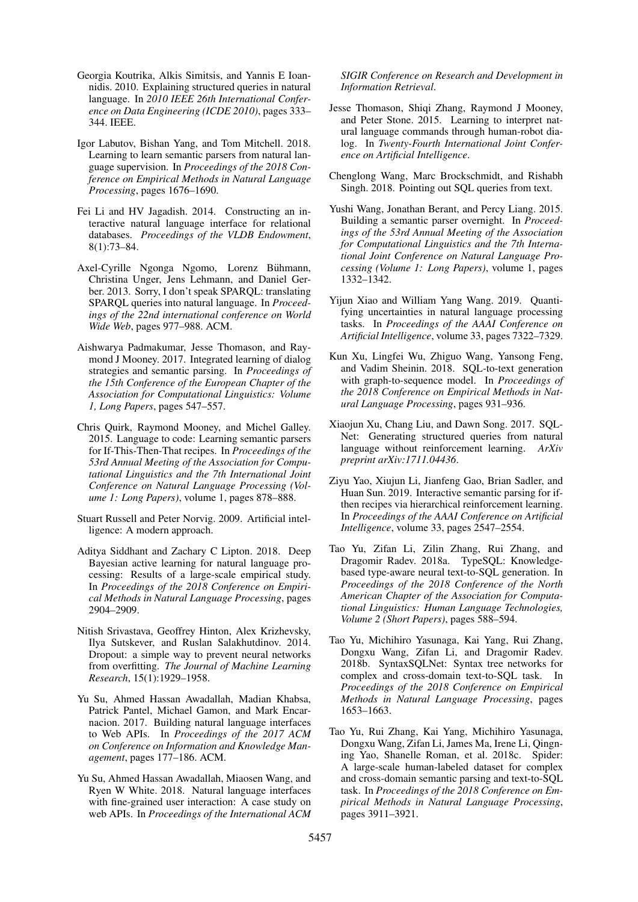Georgia Koutrika, Alkis Simitsis, and Yannis E Ioannidis. 2010. Explaining structured queries in natural language. In *2010 IEEE 26th International Conference on Data Engineering (ICDE 2010)*, pages 333–344. IEEE.

Igor Labutov, Bishan Yang, and Tom Mitchell. 2018. Learning to learn semantic parsers from natural language supervision. In *Proceedings of the 2018 Conference on Empirical Methods in Natural Language Processing*, pages 1676–1690.

Fei Li and HV Jagadish. 2014. Constructing an interactive natural language interface for relational databases. *Proceedings of the VLDB Endowment*, 8(1):73–84.

Axel-Cyrille Ngonga Ngomo, Lorenz Bühmann, Christina Unger, Jens Lehmann, and Daniel Gerber. 2013. Sorry, I don't speak SPARQL: translating SPARQL queries into natural language. In *Proceedings of the 22nd international conference on World Wide Web*, pages 977–988. ACM.

Aishwarya Padmakumar, Jesse Thomason, and Raymond J Mooney. 2017. Integrated learning of dialog strategies and semantic parsing. In *Proceedings of the 15th Conference of the European Chapter of the Association for Computational Linguistics: Volume 1, Long Papers*, pages 547–557.

Chris Quirk, Raymond Mooney, and Michel Galley. 2015. Language to code: Learning semantic parsers for If-This-Then-That recipes. In *Proceedings of the 53rd Annual Meeting of the Association for Computational Linguistics and the 7th International Joint Conference on Natural Language Processing (Volume 1: Long Papers)*, volume 1, pages 878–888.

Stuart Russell and Peter Norvig. 2009. Artificial intelligence: A modern approach.

Aditya Siddhant and Zachary C Lipton. 2018. Deep Bayesian active learning for natural language processing: Results of a large-scale empirical study. In *Proceedings of the 2018 Conference on Empirical Methods in Natural Language Processing*, pages 2904–2909.

Nitish Srivastava, Geoffrey Hinton, Alex Krizhevsky, Ilya Sutskever, and Ruslan Salakhutdinov. 2014. Dropout: a simple way to prevent neural networks from overfitting. *The Journal of Machine Learning Research*, 15(1):1929–1958.

Yu Su, Ahmed Hassan Awadallah, Madian Khabsa, Patrick Pantel, Michael Gamon, and Mark Encarnacion. 2017. Building natural language interfaces to Web APIs. In *Proceedings of the 2017 ACM on Conference on Information and Knowledge Management*, pages 177–186. ACM.

Yu Su, Ahmed Hassan Awadallah, Miaosen Wang, and Ryen W White. 2018. Natural language interfaces with fine-grained user interaction: A case study on web APIs. In *Proceedings of the International ACM SIGIR Conference on Research and Development in Information Retrieval*.

Jesse Thomason, Shiqi Zhang, Raymond J Mooney, and Peter Stone. 2015. Learning to interpret natural language commands through human-robot dialog. In *Twenty-Fourth International Joint Conference on Artificial Intelligence*.

Chenglong Wang, Marc Brockschmidt, and Rishabh Singh. 2018. Pointing out SQL queries from text.

Yushi Wang, Jonathan Berant, and Percy Liang. 2015. Building a semantic parser overnight. In *Proceedings of the 53rd Annual Meeting of the Association for Computational Linguistics and the 7th International Joint Conference on Natural Language Processing (Volume 1: Long Papers)*, volume 1, pages 1332–1342.

Yijun Xiao and William Yang Wang. 2019. Quantifying uncertainties in natural language processing tasks. In *Proceedings of the AAAI Conference on Artificial Intelligence*, volume 33, pages 7322–7329.

Kun Xu, Lingfei Wu, Zhiguo Wang, Yansong Feng, and Vadim Sheinin. 2018. SQL-to-text generation with graph-to-sequence model. In *Proceedings of the 2018 Conference on Empirical Methods in Natural Language Processing*, pages 931–936.

Xiaojun Xu, Chang Liu, and Dawn Song. 2017. SQL-Net: Generating structured queries from natural language without reinforcement learning. *ArXiv preprint arXiv:1711.04436*.

Ziyu Yao, Xiujun Li, Jianfeng Gao, Brian Sadler, and Huan Sun. 2019. Interactive semantic parsing for if-then recipes via hierarchical reinforcement learning. In *Proceedings of the AAAI Conference on Artificial Intelligence*, volume 33, pages 2547–2554.

Tao Yu, Zifan Li, Zilin Zhang, Rui Zhang, and Dragomir Radev. 2018a. TypeSQL: Knowledge-based type-aware neural text-to-SQL generation. In *Proceedings of the 2018 Conference of the North American Chapter of the Association for Computational Linguistics: Human Language Technologies, Volume 2 (Short Papers)*, pages 588–594.

Tao Yu, Michihiro Yasunaga, Kai Yang, Rui Zhang, Dongxu Wang, Zifan Li, and Dragomir Radev. 2018b. SyntaxSQLNet: Syntax tree networks for complex and cross-domain text-to-SQL task. In *Proceedings of the 2018 Conference on Empirical Methods in Natural Language Processing*, pages 1653–1663.

Tao Yu, Rui Zhang, Kai Yang, Michihiro Yasunaga, Dongxu Wang, Zifan Li, James Ma, Irene Li, Qingning Yao, Shanelle Roman, et al. 2018c. Spider: A large-scale human-labeled dataset for complex and cross-domain semantic parsing and text-to-SQL task. In *Proceedings of the 2018 Conference on Empirical Methods in Natural Language Processing*, pages 3911–3921.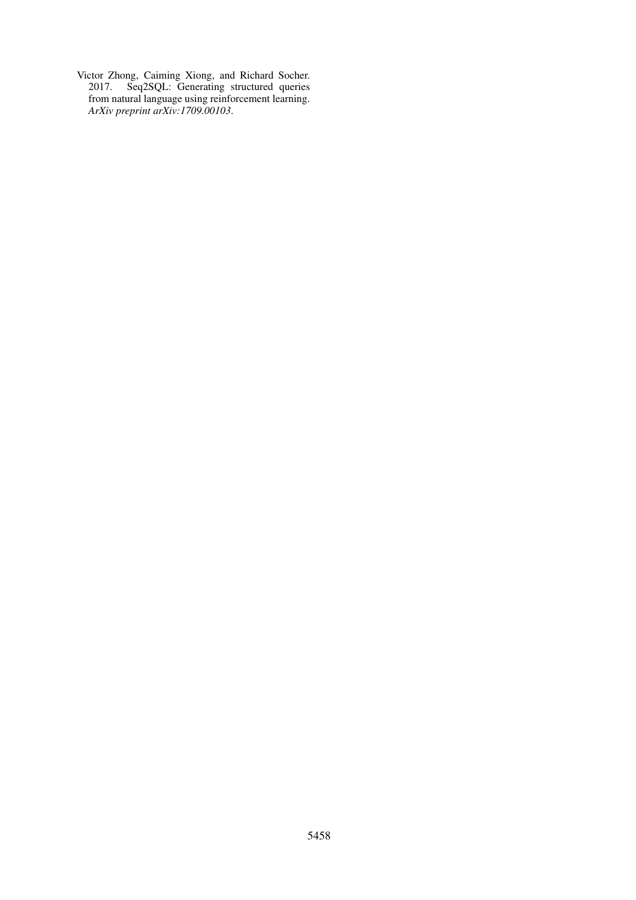Victor Zhong, Caiming Xiong, and Richard Socher. 2017. Seq2SQL: Generating structured queries from natural language using reinforcement learning. *ArXiv preprint arXiv:1709.00103*.